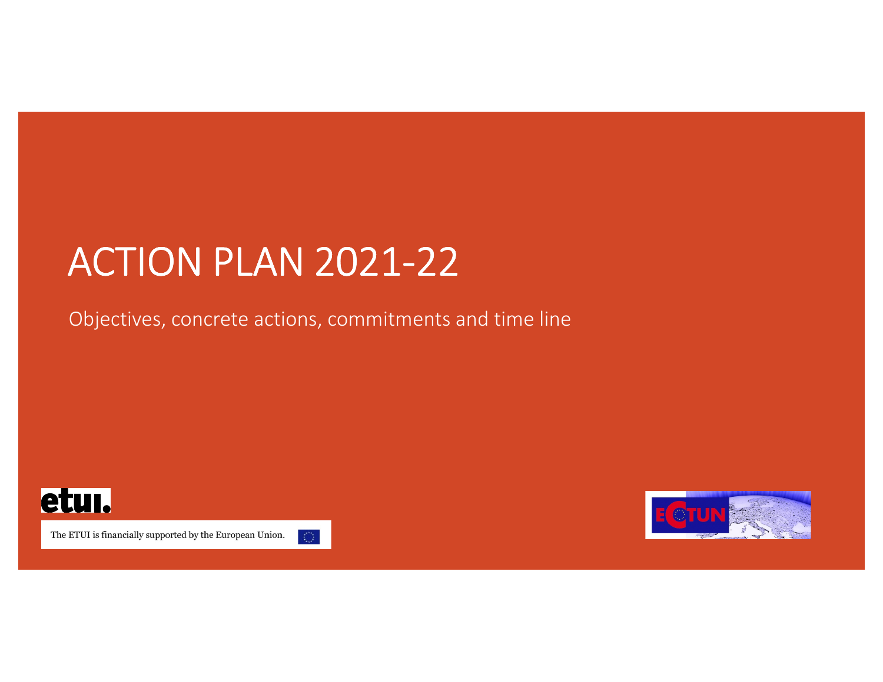# ACTION PLAN 2021-22

Objectives, concrete actions, commitments and time line

etui.

The ETUI is financially supported by the European Union.

ECTUN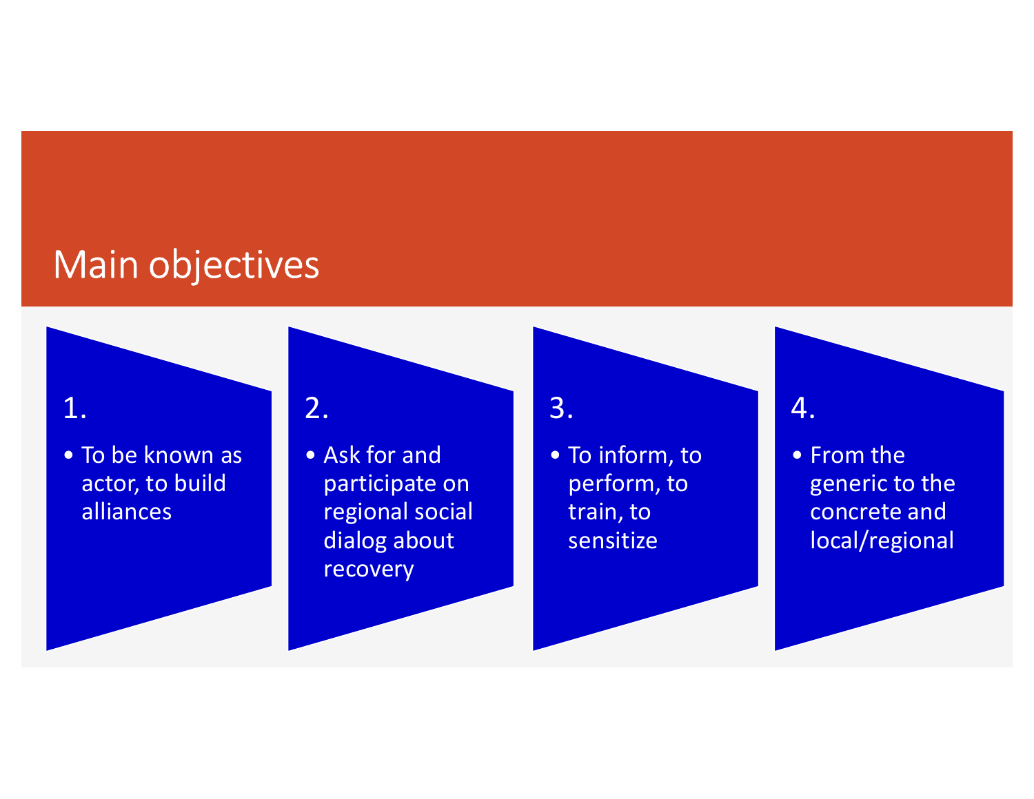# Main objectives

1.

- To be known as actor, to build alliances

2.

- Ask for and participate on regional social dialog about recovery

3.

- To inform, to perform, to train, to sensitize

4.

- From the generic to the concrete and local/regional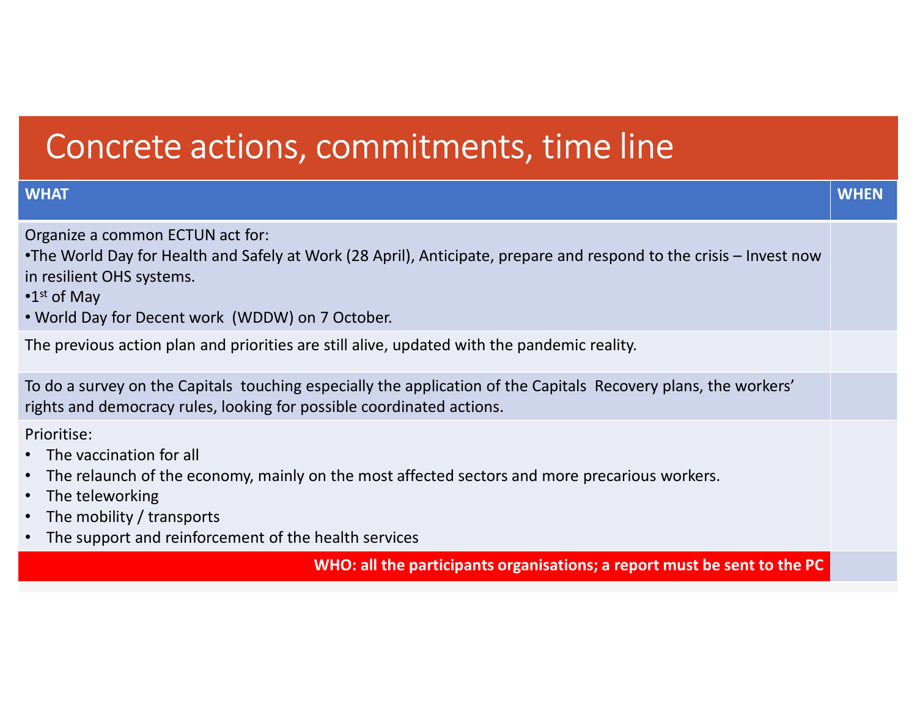# Concrete actions, commitments, time line

| WHAT | WHEN |
|---|---|
| Organize a common ECTUN act for:<br>•The World Day for Health and Safely at Work (28 April), Anticipate, prepare and respond to the crisis – Invest now in resilient OHS systems.<br>•1st of May<br>• World Day for Decent work (WDDW) on 7 October. | |
| The previous action plan and priorities are still alive, updated with the pandemic reality. | |
| To do a survey on the Capitals touching especially the application of the Capitals Recovery plans, the workers' rights and democracy rules, looking for possible coordinated actions. | |
| Prioritise:<br>• The vaccination for all<br>• The relaunch of the economy, mainly on the most affected sectors and more precarious workers.<br>• The teleworking<br>• The mobility / transports<br>• The support and reinforcement of the health services | |
| **WHO: all the participants organisations; a report must be sent to the PC** | |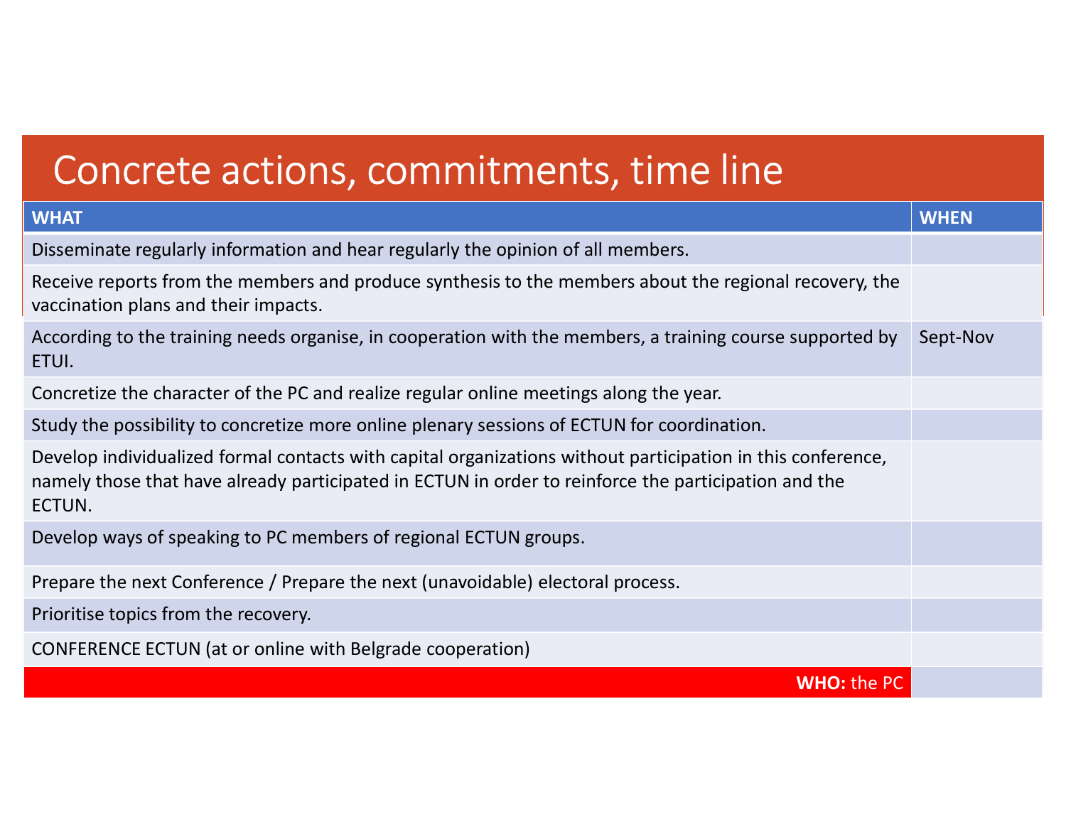# Concrete actions, commitments, time line

| WHAT | WHEN |
|---|---|
| Disseminate regularly information and hear regularly the opinion of all members. | |
| Receive reports from the members and produce synthesis to the members about the regional recovery, the vaccination plans and their impacts. | |
| According to the training needs organise, in cooperation with the members, a training course supported by ETUI. | Sept-Nov |
| Concretize the character of the PC and realize regular online meetings along the year. | |
| Study the possibility to concretize more online plenary sessions of ECTUN for coordination. | |
| Develop individualized formal contacts with capital organizations without participation in this conference, namely those that have already participated in ECTUN in order to reinforce the participation and the ECTUN. | |
| Develop ways of speaking to PC members of regional ECTUN groups. | |
| Prepare the next Conference / Prepare the next (unavoidable) electoral process. | |
| Prioritise topics from the recovery. | |
| CONFERENCE ECTUN (at or online with Belgrade cooperation) | |
| **WHO:** the PC | |